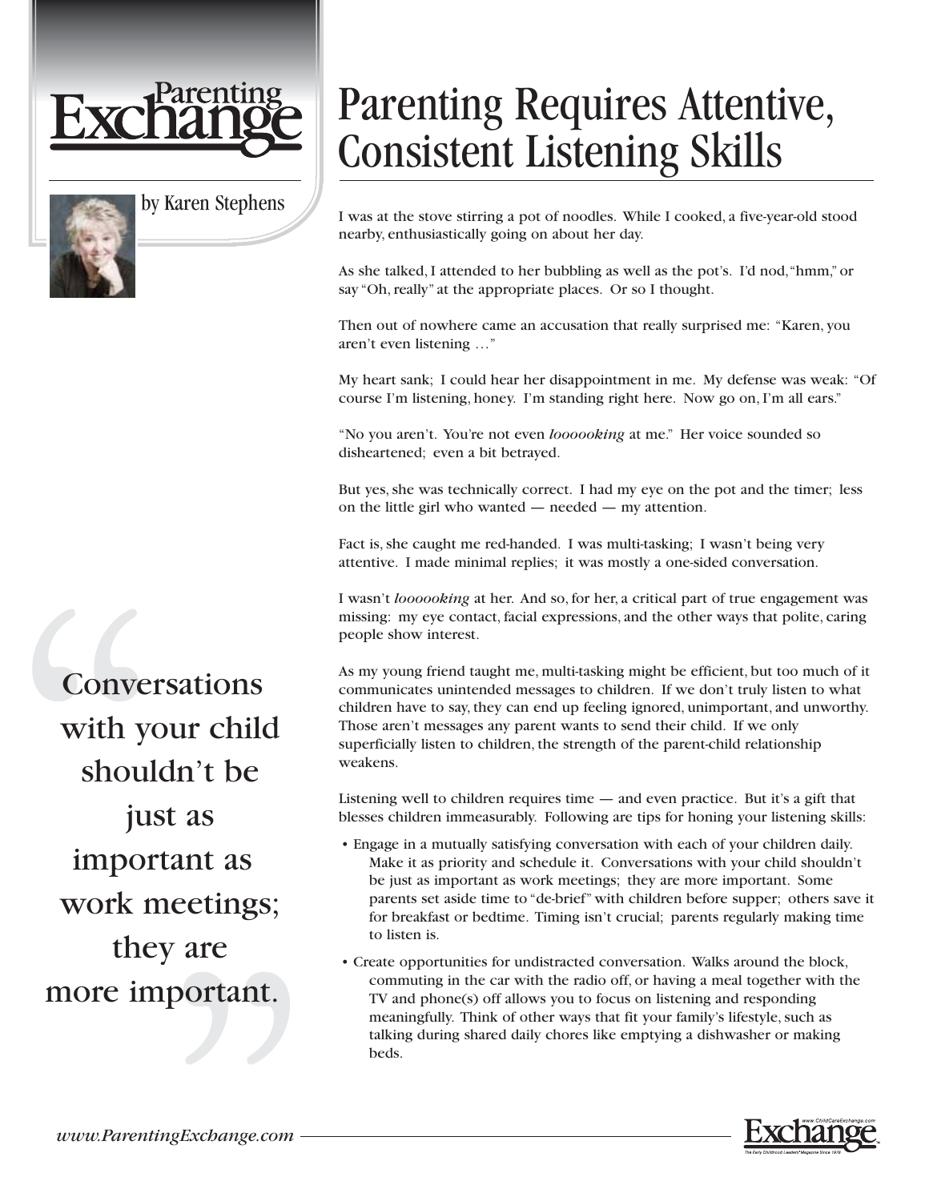Parenting Exchange

# Parenting Requires Attentive, Consistent Listening Skills

by Karen Stephens

I was at the stove stirring a pot of noodles. While I cooked, a five-year-old stood nearby, enthusiastically going on about her day.

As she talked, I attended to her bubbling as well as the pot's. I'd nod, "hmm," or say "Oh, really" at the appropriate places. Or so I thought.

Then out of nowhere came an accusation that really surprised me: "Karen, you aren't even listening …"

My heart sank; I could hear her disappointment in me. My defense was weak: "Of course I'm listening, honey. I'm standing right here. Now go on, I'm all ears."

"No you aren't. You're not even *looooking* at me." Her voice sounded so disheartened; even a bit betrayed.

But yes, she was technically correct. I had my eye on the pot and the timer; less on the little girl who wanted — needed — my attention.

Fact is, she caught me red-handed. I was multi-tasking; I wasn't being very attentive. I made minimal replies; it was mostly a one-sided conversation.

I wasn't *looooking* at her. And so, for her, a critical part of true engagement was missing: my eye contact, facial expressions, and the other ways that polite, caring people show interest.

As my young friend taught me, multi-tasking might be efficient, but too much of it communicates unintended messages to children. If we don't truly listen to what children have to say, they can end up feeling ignored, unimportant, and unworthy. Those aren't messages any parent wants to send their child. If we only superficially listen to children, the strength of the parent-child relationship weakens.

> "Conversations with your child shouldn't be just as important as work meetings; they are more important."

Listening well to children requires time — and even practice. But it's a gift that blesses children immeasurably. Following are tips for honing your listening skills:

- Engage in a mutually satisfying conversation with each of your children daily. Make it as priority and schedule it. Conversations with your child shouldn't be just as important as work meetings; they are more important. Some parents set aside time to "de-brief" with children before supper; others save it for breakfast or bedtime. Timing isn't crucial; parents regularly making time to listen is.
- Create opportunities for undistracted conversation. Walks around the block, commuting in the car with the radio off, or having a meal together with the TV and phone(s) off allows you to focus on listening and responding meaningfully. Think of other ways that fit your family's lifestyle, such as talking during shared daily chores like emptying a dishwasher or making beds.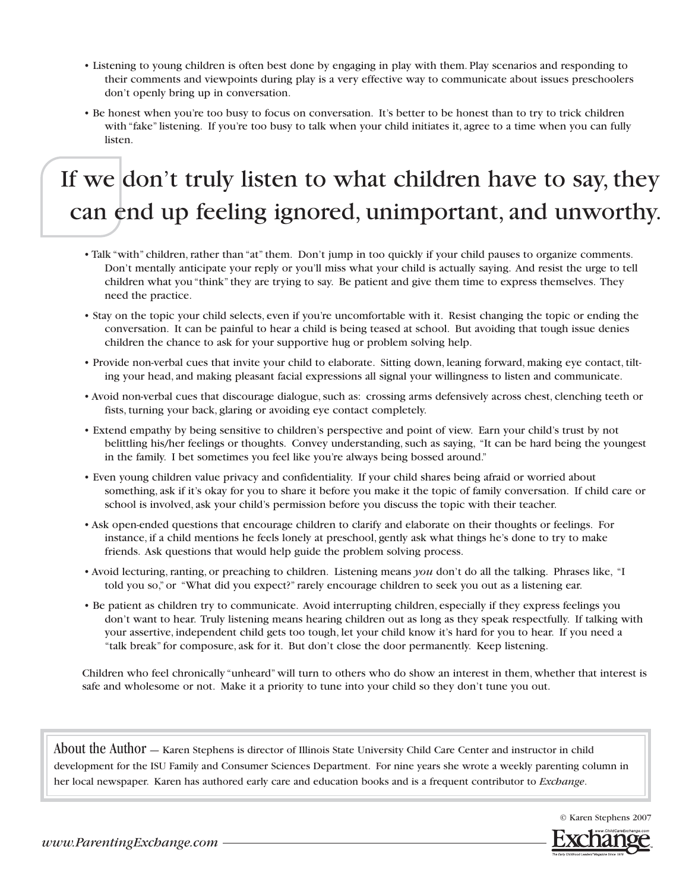- Listening to young children is often best done by engaging in play with them. Play scenarios and responding to their comments and viewpoints during play is a very effective way to communicate about issues preschoolers don't openly bring up in conversation.
- Be honest when you're too busy to focus on conversation. It's better to be honest than to try to trick children with "fake" listening. If you're too busy to talk when your child initiates it, agree to a time when you can fully listen.

> If we don't truly listen to what children have to say, they can end up feeling ignored, unimportant, and unworthy.

- Talk "with" children, rather than "at" them. Don't jump in too quickly if your child pauses to organize comments. Don't mentally anticipate your reply or you'll miss what your child is actually saying. And resist the urge to tell children what you "think" they are trying to say. Be patient and give them time to express themselves. They need the practice.
- Stay on the topic your child selects, even if you're uncomfortable with it. Resist changing the topic or ending the conversation. It can be painful to hear a child is being teased at school. But avoiding that tough issue denies children the chance to ask for your supportive hug or problem solving help.
- Provide non-verbal cues that invite your child to elaborate. Sitting down, leaning forward, making eye contact, tilting your head, and making pleasant facial expressions all signal your willingness to listen and communicate.
- Avoid non-verbal cues that discourage dialogue, such as: crossing arms defensively across chest, clenching teeth or fists, turning your back, glaring or avoiding eye contact completely.
- Extend empathy by being sensitive to children's perspective and point of view. Earn your child's trust by not belittling his/her feelings or thoughts. Convey understanding, such as saying, "It can be hard being the youngest in the family. I bet sometimes you feel like you're always being bossed around."
- Even young children value privacy and confidentiality. If your child shares being afraid or worried about something, ask if it's okay for you to share it before you make it the topic of family conversation. If child care or school is involved, ask your child's permission before you discuss the topic with their teacher.
- Ask open-ended questions that encourage children to clarify and elaborate on their thoughts or feelings. For instance, if a child mentions he feels lonely at preschool, gently ask what things he's done to try to make friends. Ask questions that would help guide the problem solving process.
- Avoid lecturing, ranting, or preaching to children. Listening means *you* don't do all the talking. Phrases like, "I told you so," or "What did you expect?" rarely encourage children to seek you out as a listening ear.
- Be patient as children try to communicate. Avoid interrupting children, especially if they express feelings you don't want to hear. Truly listening means hearing children out as long as they speak respectfully. If talking with your assertive, independent child gets too tough, let your child know it's hard for you to hear. If you need a "talk break" for composure, ask for it. But don't close the door permanently. Keep listening.

Children who feel chronically "unheard" will turn to others who do show an interest in them, whether that interest is safe and wholesome or not. Make it a priority to tune into your child so they don't tune you out.

**About the Author** — Karen Stephens is director of Illinois State University Child Care Center and instructor in child development for the ISU Family and Consumer Sciences Department. For nine years she wrote a weekly parenting column in her local newspaper. Karen has authored early care and education books and is a frequent contributor to *Exchange*.

© Karen Stephens 2007

*www.ParentingExchange.com*